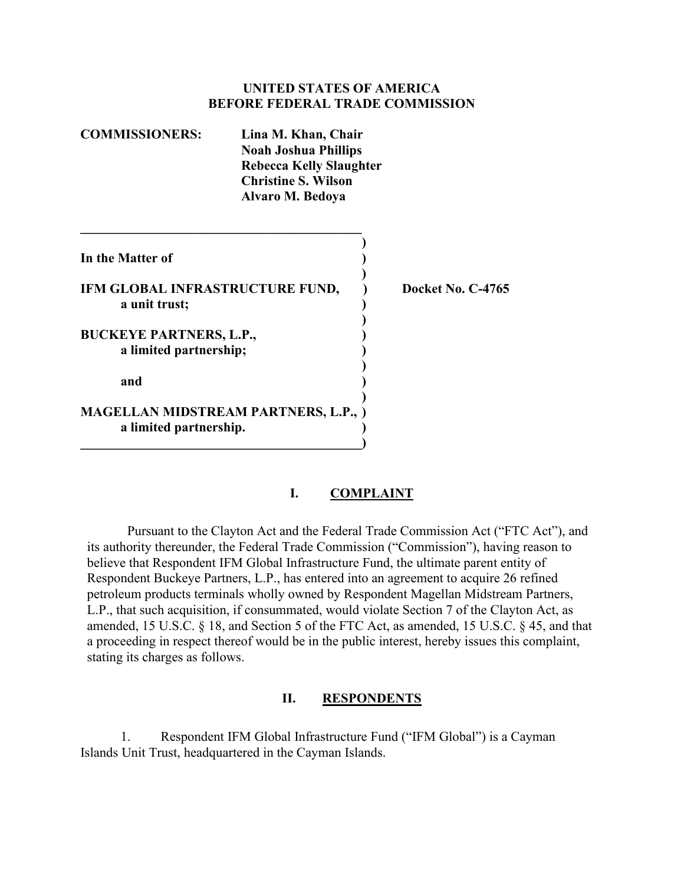**UNITED STATES OF AMERICA**
**BEFORE FEDERAL TRADE COMMISSION**

**COMMISSIONERS:** **Lina M. Khan, Chair**
**Noah Joshua Phillips**
**Rebecca Kelly Slaughter**
**Christine S. Wilson**
**Alvaro M. Bedoya**

---

**In the Matter of**

**IFM GLOBAL INFRASTRUCTURE FUND,**
**a unit trust;**

**BUCKEYE PARTNERS, L.P.,**
**a limited partnership;**

**and**

**MAGELLAN MIDSTREAM PARTNERS, L.P.,**
**a limited partnership.**

**Docket No. C-4765**

---

## I. COMPLAINT

Pursuant to the Clayton Act and the Federal Trade Commission Act ("FTC Act"), and its authority thereunder, the Federal Trade Commission ("Commission"), having reason to believe that Respondent IFM Global Infrastructure Fund, the ultimate parent entity of Respondent Buckeye Partners, L.P., has entered into an agreement to acquire 26 refined petroleum products terminals wholly owned by Respondent Magellan Midstream Partners, L.P., that such acquisition, if consummated, would violate Section 7 of the Clayton Act, as amended, 15 U.S.C. § 18, and Section 5 of the FTC Act, as amended, 15 U.S.C. § 45, and that a proceeding in respect thereof would be in the public interest, hereby issues this complaint, stating its charges as follows.

## II. RESPONDENTS

1. Respondent IFM Global Infrastructure Fund ("IFM Global") is a Cayman Islands Unit Trust, headquartered in the Cayman Islands.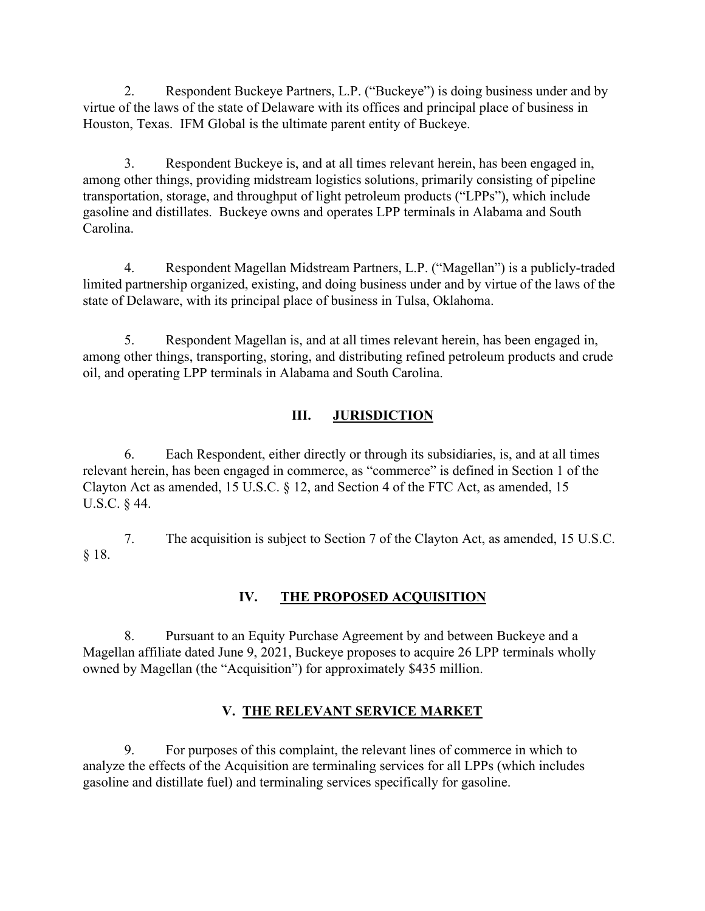2. Respondent Buckeye Partners, L.P. ("Buckeye") is doing business under and by virtue of the laws of the state of Delaware with its offices and principal place of business in Houston, Texas. IFM Global is the ultimate parent entity of Buckeye.

3. Respondent Buckeye is, and at all times relevant herein, has been engaged in, among other things, providing midstream logistics solutions, primarily consisting of pipeline transportation, storage, and throughput of light petroleum products ("LPPs"), which include gasoline and distillates. Buckeye owns and operates LPP terminals in Alabama and South Carolina.

4. Respondent Magellan Midstream Partners, L.P. ("Magellan") is a publicly-traded limited partnership organized, existing, and doing business under and by virtue of the laws of the state of Delaware, with its principal place of business in Tulsa, Oklahoma.

5. Respondent Magellan is, and at all times relevant herein, has been engaged in, among other things, transporting, storing, and distributing refined petroleum products and crude oil, and operating LPP terminals in Alabama and South Carolina.

## III. JURISDICTION

6. Each Respondent, either directly or through its subsidiaries, is, and at all times relevant herein, has been engaged in commerce, as "commerce" is defined in Section 1 of the Clayton Act as amended, 15 U.S.C. § 12, and Section 4 of the FTC Act, as amended, 15 U.S.C. § 44.

7. The acquisition is subject to Section 7 of the Clayton Act, as amended, 15 U.S.C. § 18.

## IV. THE PROPOSED ACQUISITION

8. Pursuant to an Equity Purchase Agreement by and between Buckeye and a Magellan affiliate dated June 9, 2021, Buckeye proposes to acquire 26 LPP terminals wholly owned by Magellan (the "Acquisition") for approximately $435 million.

## V. THE RELEVANT SERVICE MARKET

9. For purposes of this complaint, the relevant lines of commerce in which to analyze the effects of the Acquisition are terminaling services for all LPPs (which includes gasoline and distillate fuel) and terminaling services specifically for gasoline.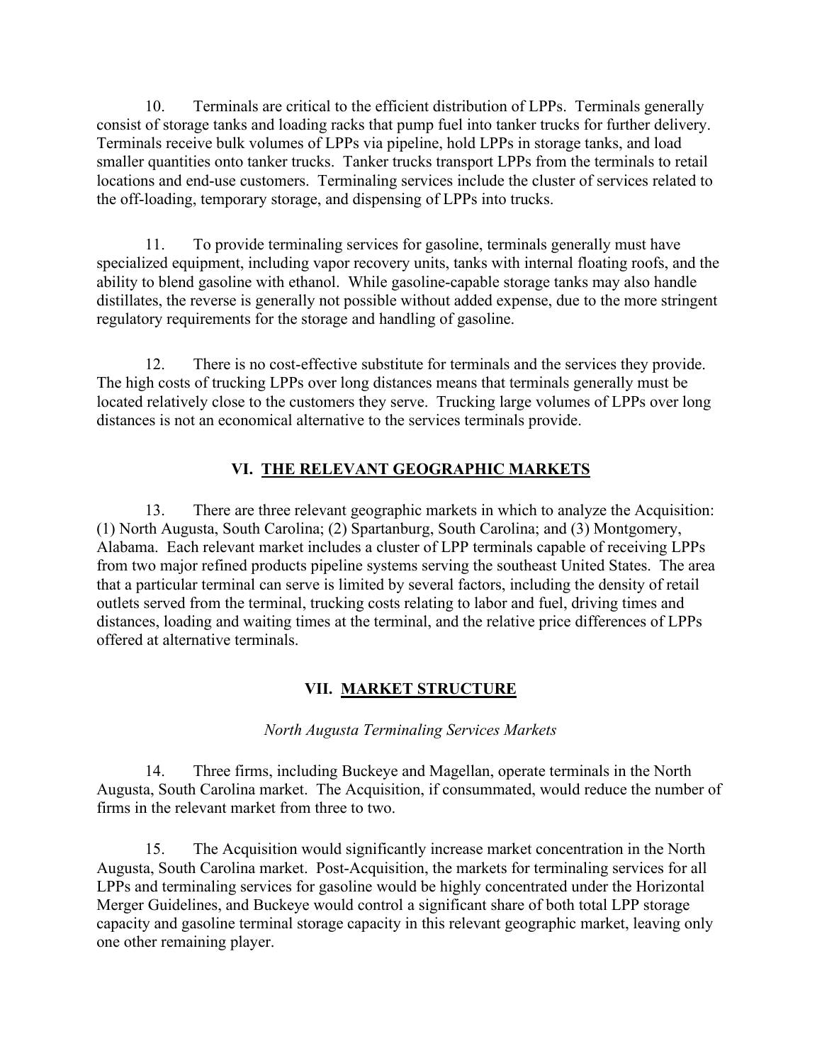10. Terminals are critical to the efficient distribution of LPPs. Terminals generally consist of storage tanks and loading racks that pump fuel into tanker trucks for further delivery. Terminals receive bulk volumes of LPPs via pipeline, hold LPPs in storage tanks, and load smaller quantities onto tanker trucks. Tanker trucks transport LPPs from the terminals to retail locations and end-use customers. Terminaling services include the cluster of services related to the off-loading, temporary storage, and dispensing of LPPs into trucks.

11. To provide terminaling services for gasoline, terminals generally must have specialized equipment, including vapor recovery units, tanks with internal floating roofs, and the ability to blend gasoline with ethanol. While gasoline-capable storage tanks may also handle distillates, the reverse is generally not possible without added expense, due to the more stringent regulatory requirements for the storage and handling of gasoline.

12. There is no cost-effective substitute for terminals and the services they provide. The high costs of trucking LPPs over long distances means that terminals generally must be located relatively close to the customers they serve. Trucking large volumes of LPPs over long distances is not an economical alternative to the services terminals provide.

## VI. THE RELEVANT GEOGRAPHIC MARKETS

13. There are three relevant geographic markets in which to analyze the Acquisition: (1) North Augusta, South Carolina; (2) Spartanburg, South Carolina; and (3) Montgomery, Alabama. Each relevant market includes a cluster of LPP terminals capable of receiving LPPs from two major refined products pipeline systems serving the southeast United States. The area that a particular terminal can serve is limited by several factors, including the density of retail outlets served from the terminal, trucking costs relating to labor and fuel, driving times and distances, loading and waiting times at the terminal, and the relative price differences of LPPs offered at alternative terminals.

## VII. MARKET STRUCTURE

### *North Augusta Terminaling Services Markets*

14. Three firms, including Buckeye and Magellan, operate terminals in the North Augusta, South Carolina market. The Acquisition, if consummated, would reduce the number of firms in the relevant market from three to two.

15. The Acquisition would significantly increase market concentration in the North Augusta, South Carolina market. Post-Acquisition, the markets for terminaling services for all LPPs and terminaling services for gasoline would be highly concentrated under the Horizontal Merger Guidelines, and Buckeye would control a significant share of both total LPP storage capacity and gasoline terminal storage capacity in this relevant geographic market, leaving only one other remaining player.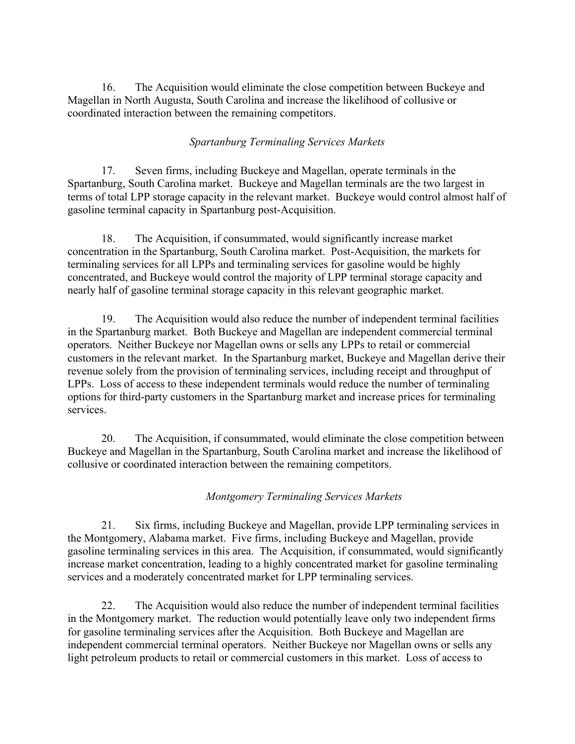16. The Acquisition would eliminate the close competition between Buckeye and Magellan in North Augusta, South Carolina and increase the likelihood of collusive or coordinated interaction between the remaining competitors.

*Spartanburg Terminaling Services Markets*

17. Seven firms, including Buckeye and Magellan, operate terminals in the Spartanburg, South Carolina market. Buckeye and Magellan terminals are the two largest in terms of total LPP storage capacity in the relevant market. Buckeye would control almost half of gasoline terminal capacity in Spartanburg post-Acquisition.

18. The Acquisition, if consummated, would significantly increase market concentration in the Spartanburg, South Carolina market. Post-Acquisition, the markets for terminaling services for all LPPs and terminaling services for gasoline would be highly concentrated, and Buckeye would control the majority of LPP terminal storage capacity and nearly half of gasoline terminal storage capacity in this relevant geographic market.

19. The Acquisition would also reduce the number of independent terminal facilities in the Spartanburg market. Both Buckeye and Magellan are independent commercial terminal operators. Neither Buckeye nor Magellan owns or sells any LPPs to retail or commercial customers in the relevant market. In the Spartanburg market, Buckeye and Magellan derive their revenue solely from the provision of terminaling services, including receipt and throughput of LPPs. Loss of access to these independent terminals would reduce the number of terminaling options for third-party customers in the Spartanburg market and increase prices for terminaling services.

20. The Acquisition, if consummated, would eliminate the close competition between Buckeye and Magellan in the Spartanburg, South Carolina market and increase the likelihood of collusive or coordinated interaction between the remaining competitors.

*Montgomery Terminaling Services Markets*

21. Six firms, including Buckeye and Magellan, provide LPP terminaling services in the Montgomery, Alabama market. Five firms, including Buckeye and Magellan, provide gasoline terminaling services in this area. The Acquisition, if consummated, would significantly increase market concentration, leading to a highly concentrated market for gasoline terminaling services and a moderately concentrated market for LPP terminaling services.

22. The Acquisition would also reduce the number of independent terminal facilities in the Montgomery market. The reduction would potentially leave only two independent firms for gasoline terminaling services after the Acquisition. Both Buckeye and Magellan are independent commercial terminal operators. Neither Buckeye nor Magellan owns or sells any light petroleum products to retail or commercial customers in this market. Loss of access to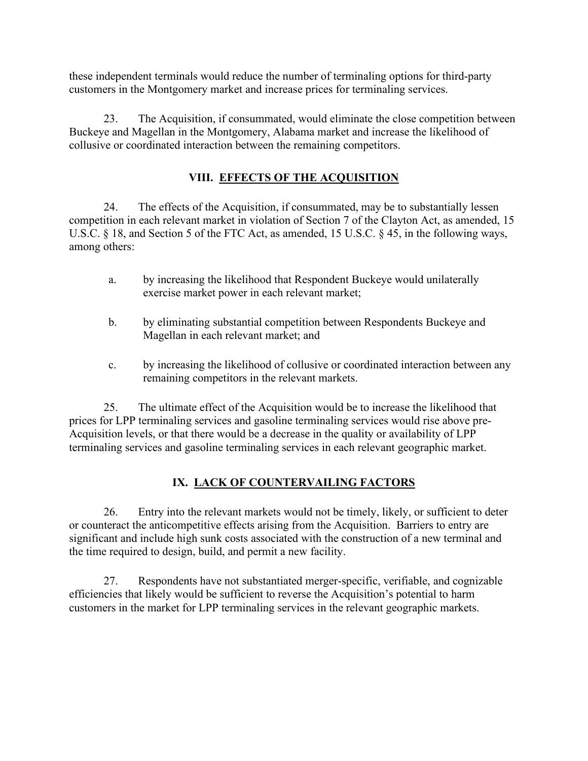these independent terminals would reduce the number of terminaling options for third-party customers in the Montgomery market and increase prices for terminaling services.

23. The Acquisition, if consummated, would eliminate the close competition between Buckeye and Magellan in the Montgomery, Alabama market and increase the likelihood of collusive or coordinated interaction between the remaining competitors.

## VIII. EFFECTS OF THE ACQUISITION

24. The effects of the Acquisition, if consummated, may be to substantially lessen competition in each relevant market in violation of Section 7 of the Clayton Act, as amended, 15 U.S.C. § 18, and Section 5 of the FTC Act, as amended, 15 U.S.C. § 45, in the following ways, among others:

a. by increasing the likelihood that Respondent Buckeye would unilaterally exercise market power in each relevant market;

b. by eliminating substantial competition between Respondents Buckeye and Magellan in each relevant market; and

c. by increasing the likelihood of collusive or coordinated interaction between any remaining competitors in the relevant markets.

25. The ultimate effect of the Acquisition would be to increase the likelihood that prices for LPP terminaling services and gasoline terminaling services would rise above pre-Acquisition levels, or that there would be a decrease in the quality or availability of LPP terminaling services and gasoline terminaling services in each relevant geographic market.

## IX. LACK OF COUNTERVAILING FACTORS

26. Entry into the relevant markets would not be timely, likely, or sufficient to deter or counteract the anticompetitive effects arising from the Acquisition. Barriers to entry are significant and include high sunk costs associated with the construction of a new terminal and the time required to design, build, and permit a new facility.

27. Respondents have not substantiated merger-specific, verifiable, and cognizable efficiencies that likely would be sufficient to reverse the Acquisition's potential to harm customers in the market for LPP terminaling services in the relevant geographic markets.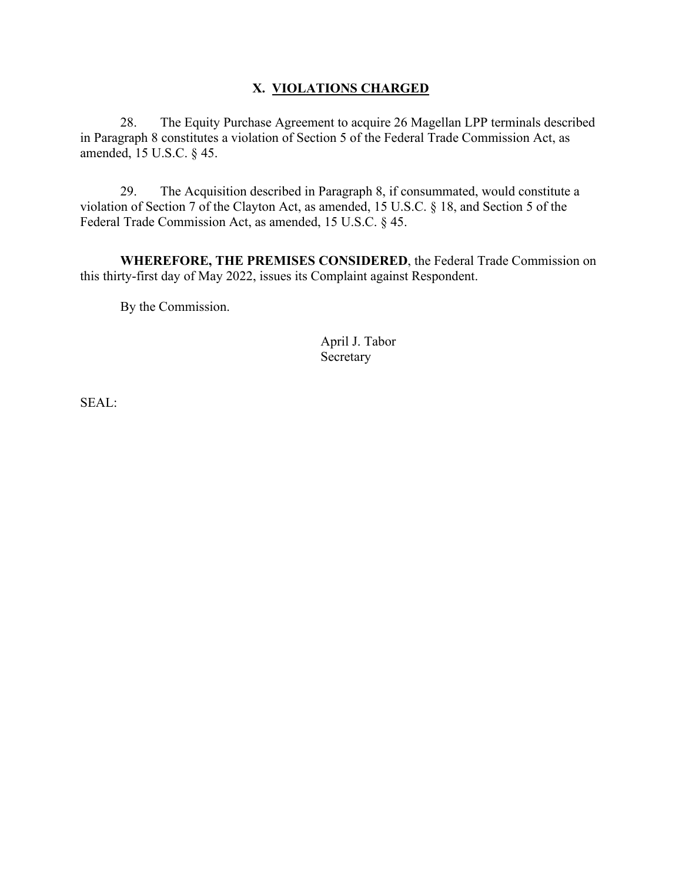## X. VIOLATIONS CHARGED

28. The Equity Purchase Agreement to acquire 26 Magellan LPP terminals described in Paragraph 8 constitutes a violation of Section 5 of the Federal Trade Commission Act, as amended, 15 U.S.C. § 45.

29. The Acquisition described in Paragraph 8, if consummated, would constitute a violation of Section 7 of the Clayton Act, as amended, 15 U.S.C. § 18, and Section 5 of the Federal Trade Commission Act, as amended, 15 U.S.C. § 45.

**WHEREFORE, THE PREMISES CONSIDERED**, the Federal Trade Commission on this thirty-first day of May 2022, issues its Complaint against Respondent.

By the Commission.

April J. Tabor
Secretary

SEAL: